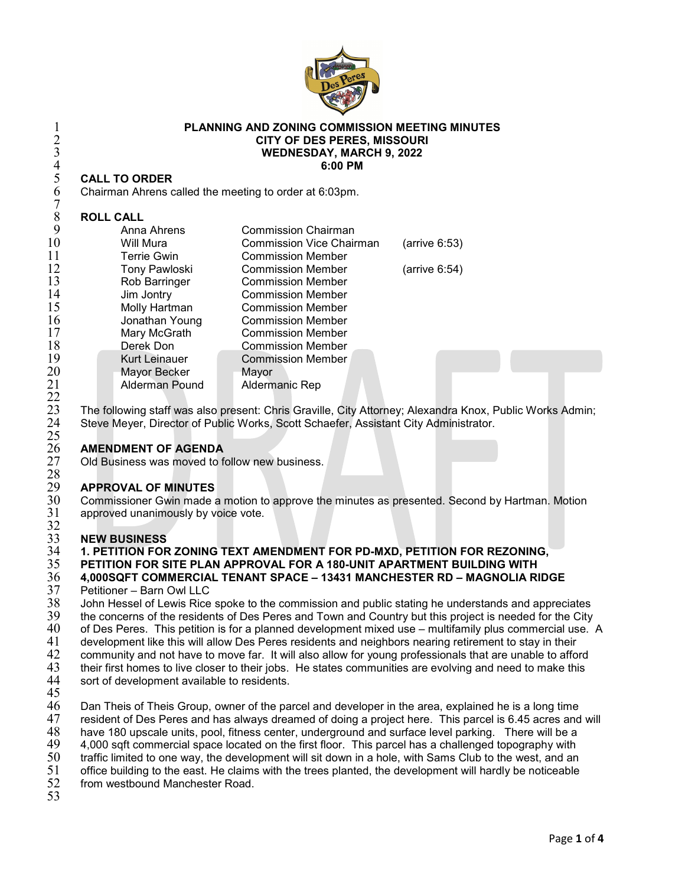# PLANNING AND ZONING COMMISSION MEETING MINUTES
## CITY OF DES PERES, MISSOURI
## WEDNESDAY, MARCH 9, 2022
## 6:00 PM

**CALL TO ORDER**

Chairman Ahrens called the meeting to order at 6:03pm.

**ROLL CALL**

| | | |
|---|---|---|
| Anna Ahrens | Commission Chairman | |
| Will Mura | Commission Vice Chairman | (arrive 6:53) |
| Terrie Gwin | Commission Member | |
| Tony Pawloski | Commission Member | (arrive 6:54) |
| Rob Barringer | Commission Member | |
| Jim Jontry | Commission Member | |
| Molly Hartman | Commission Member | |
| Jonathan Young | Commission Member | |
| Mary McGrath | Commission Member | |
| Derek Don | Commission Member | |
| Kurt Leinauer | Commission Member | |
| Mayor Becker | Mayor | |
| Alderman Pound | Aldermanic Rep | |

The following staff was also present: Chris Graville, City Attorney; Alexandra Knox, Public Works Admin; Steve Meyer, Director of Public Works, Scott Schaefer, Assistant City Administrator.

**AMENDMENT OF AGENDA**

Old Business was moved to follow new business.

**APPROVAL OF MINUTES**

Commissioner Gwin made a motion to approve the minutes as presented. Second by Hartman. Motion approved unanimously by voice vote.

**NEW BUSINESS**

**1. PETITION FOR ZONING TEXT AMENDMENT FOR PD-MXD, PETITION FOR REZONING, PETITION FOR SITE PLAN APPROVAL FOR A 180-UNIT APARTMENT BUILDING WITH 4,000SQFT COMMERCIAL TENANT SPACE – 13431 MANCHESTER RD – MAGNOLIA RIDGE**

Petitioner – Barn Owl LLC

John Hessel of Lewis Rice spoke to the commission and public stating he understands and appreciates the concerns of the residents of Des Peres and Town and Country but this project is needed for the City of Des Peres. This petition is for a planned development mixed use – multifamily plus commercial use. A development like this will allow Des Peres residents and neighbors nearing retirement to stay in their community and not have to move far. It will also allow for young professionals that are unable to afford their first homes to live closer to their jobs. He states communities are evolving and need to make this sort of development available to residents.

Dan Theis of Theis Group, owner of the parcel and developer in the area, explained he is a long time resident of Des Peres and has always dreamed of doing a project here. This parcel is 6.45 acres and will have 180 upscale units, pool, fitness center, underground and surface level parking. There will be a 4,000 sqft commercial space located on the first floor. This parcel has a challenged topography with traffic limited to one way, the development will sit down in a hole, with Sams Club to the west, and an office building to the east. He claims with the trees planted, the development will hardly be noticeable from westbound Manchester Road.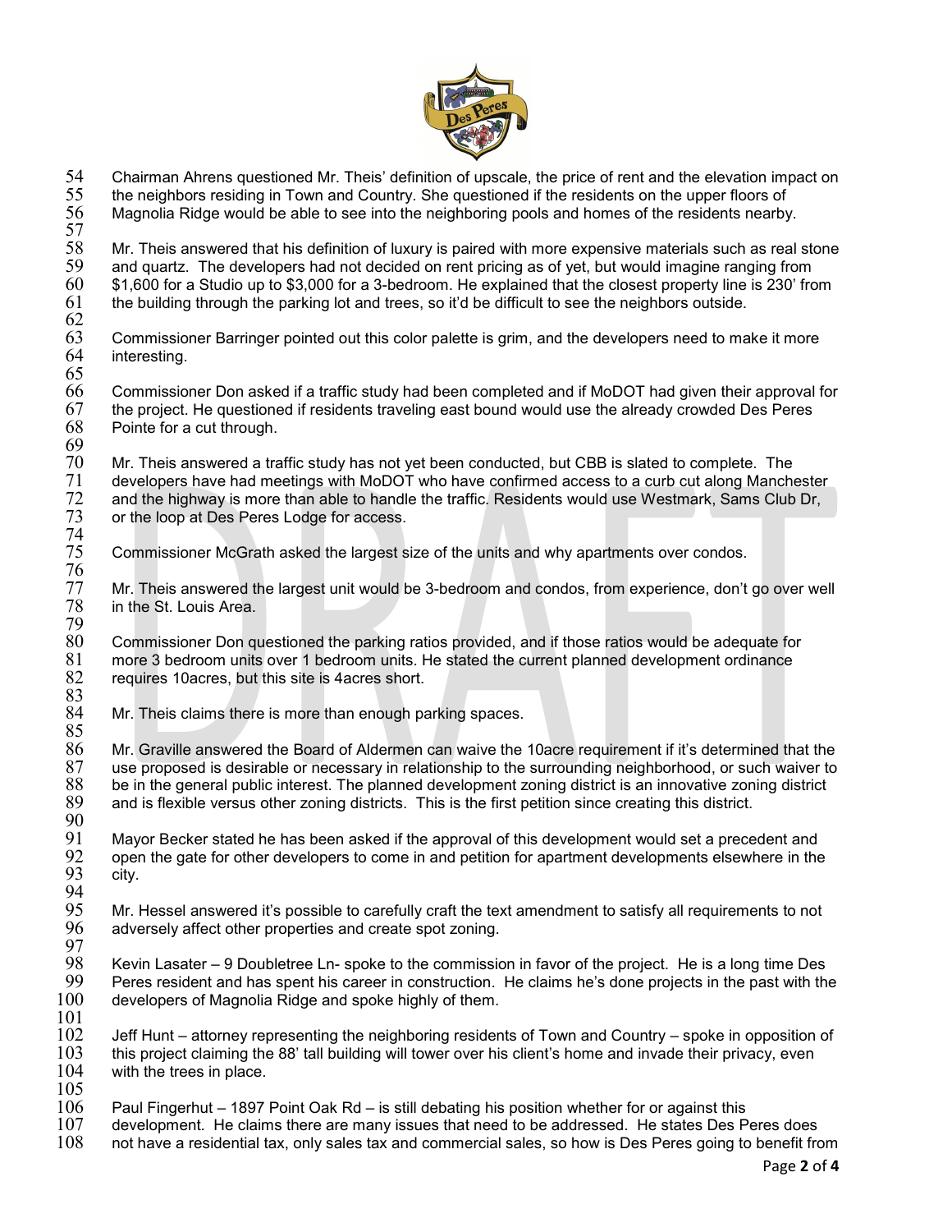Chairman Ahrens questioned Mr. Theis' definition of upscale, the price of rent and the elevation impact on the neighbors residing in Town and Country. She questioned if the residents on the upper floors of Magnolia Ridge would be able to see into the neighboring pools and homes of the residents nearby.

Mr. Theis answered that his definition of luxury is paired with more expensive materials such as real stone and quartz. The developers had not decided on rent pricing as of yet, but would imagine ranging from $1,600 for a Studio up to $3,000 for a 3-bedroom. He explained that the closest property line is 230' from the building through the parking lot and trees, so it'd be difficult to see the neighbors outside.

Commissioner Barringer pointed out this color palette is grim, and the developers need to make it more interesting.

Commissioner Don asked if a traffic study had been completed and if MoDOT had given their approval for the project. He questioned if residents traveling east bound would use the already crowded Des Peres Pointe for a cut through.

Mr. Theis answered a traffic study has not yet been conducted, but CBB is slated to complete. The developers have had meetings with MoDOT who have confirmed access to a curb cut along Manchester and the highway is more than able to handle the traffic. Residents would use Westmark, Sams Club Dr, or the loop at Des Peres Lodge for access.

Commissioner McGrath asked the largest size of the units and why apartments over condos.

Mr. Theis answered the largest unit would be 3-bedroom and condos, from experience, don't go over well in the St. Louis Area.

Commissioner Don questioned the parking ratios provided, and if those ratios would be adequate for more 3 bedroom units over 1 bedroom units. He stated the current planned development ordinance requires 10acres, but this site is 4acres short.

Mr. Theis claims there is more than enough parking spaces.

Mr. Graville answered the Board of Aldermen can waive the 10acre requirement if it's determined that the use proposed is desirable or necessary in relationship to the surrounding neighborhood, or such waiver to be in the general public interest. The planned development zoning district is an innovative zoning district and is flexible versus other zoning districts. This is the first petition since creating this district.

Mayor Becker stated he has been asked if the approval of this development would set a precedent and open the gate for other developers to come in and petition for apartment developments elsewhere in the city.

Mr. Hessel answered it's possible to carefully craft the text amendment to satisfy all requirements to not adversely affect other properties and create spot zoning.

Kevin Lasater – 9 Doubletree Ln- spoke to the commission in favor of the project. He is a long time Des Peres resident and has spent his career in construction. He claims he's done projects in the past with the developers of Magnolia Ridge and spoke highly of them.

Jeff Hunt – attorney representing the neighboring residents of Town and Country – spoke in opposition of this project claiming the 88' tall building will tower over his client's home and invade their privacy, even with the trees in place.

Paul Fingerhut – 1897 Point Oak Rd – is still debating his position whether for or against this development. He claims there are many issues that need to be addressed. He states Des Peres does not have a residential tax, only sales tax and commercial sales, so how is Des Peres going to benefit from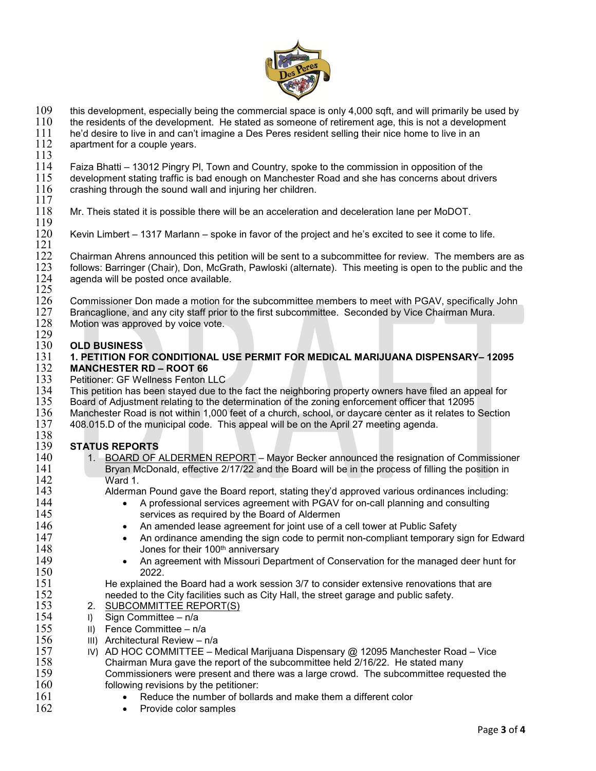this development, especially being the commercial space is only 4,000 sqft, and will primarily be used by the residents of the development. He stated as someone of retirement age, this is not a development he'd desire to live in and can't imagine a Des Peres resident selling their nice home to live in an apartment for a couple years.

Faiza Bhatti – 13012 Pingry Pl, Town and Country, spoke to the commission in opposition of the development stating traffic is bad enough on Manchester Road and she has concerns about drivers crashing through the sound wall and injuring her children.

Mr. Theis stated it is possible there will be an acceleration and deceleration lane per MoDOT.

Kevin Limbert – 1317 Marlann – spoke in favor of the project and he's excited to see it come to life.

Chairman Ahrens announced this petition will be sent to a subcommittee for review. The members are as follows: Barringer (Chair), Don, McGrath, Pawloski (alternate). This meeting is open to the public and the agenda will be posted once available.

Commissioner Don made a motion for the subcommittee members to meet with PGAV, specifically John Brancaglione, and any city staff prior to the first subcommittee. Seconded by Vice Chairman Mura. Motion was approved by voice vote.

**OLD BUSINESS**

**1. PETITION FOR CONDITIONAL USE PERMIT FOR MEDICAL MARIJUANA DISPENSARY– 12095 MANCHESTER RD – ROOT 66**

Petitioner: GF Wellness Fenton LLC

This petition has been stayed due to the fact the neighboring property owners have filed an appeal for Board of Adjustment relating to the determination of the zoning enforcement officer that 12095 Manchester Road is not within 1,000 feet of a church, school, or daycare center as it relates to Section 408.015.D of the municipal code. This appeal will be on the April 27 meeting agenda.

**STATUS REPORTS**

1. BOARD OF ALDERMEN REPORT – Mayor Becker announced the resignation of Commissioner Bryan McDonald, effective 2/17/22 and the Board will be in the process of filling the position in Ward 1.

   Alderman Pound gave the Board report, stating they'd approved various ordinances including:
   - A professional services agreement with PGAV for on-call planning and consulting services as required by the Board of Aldermen
   - An amended lease agreement for joint use of a cell tower at Public Safety
   - An ordinance amending the sign code to permit non-compliant temporary sign for Edward Jones for their 100th anniversary
   - An agreement with Missouri Department of Conservation for the managed deer hunt for 2022.

   He explained the Board had a work session 3/7 to consider extensive renovations that are needed to the City facilities such as City Hall, the street garage and public safety.

2. SUBCOMMITTEE REPORT(S)

   I) Sign Committee – n/a

   II) Fence Committee – n/a

   III) Architectural Review – n/a

   IV) AD HOC COMMITTEE – Medical Marijuana Dispensary @ 12095 Manchester Road – Vice Chairman Mura gave the report of the subcommittee held 2/16/22. He stated many Commissioners were present and there was a large crowd. The subcommittee requested the following revisions by the petitioner:
   - Reduce the number of bollards and make them a different color
   - Provide color samples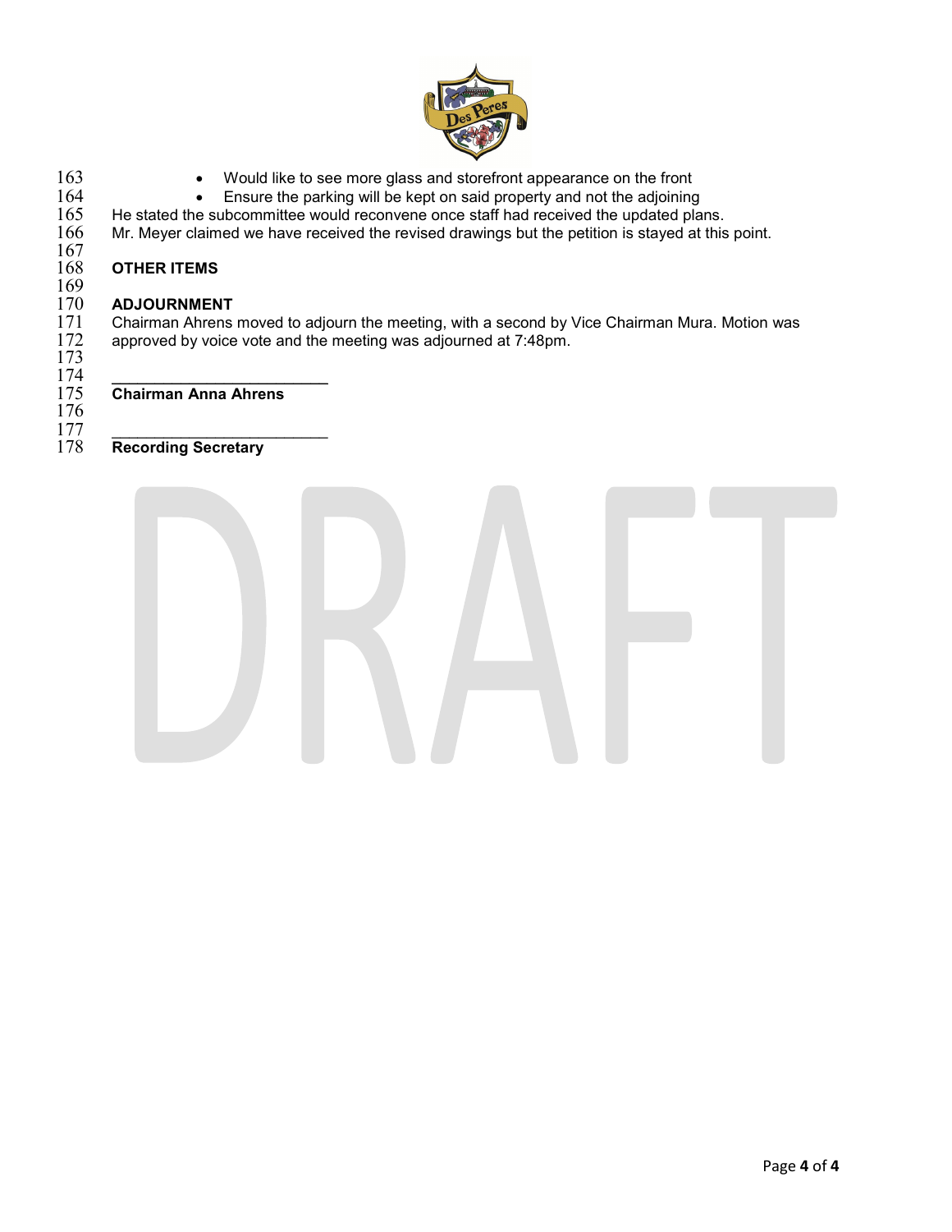- Would like to see more glass and storefront appearance on the front
- Ensure the parking will be kept on said property and not the adjoining

He stated the subcommittee would reconvene once staff had received the updated plans.
Mr. Meyer claimed we have received the revised drawings but the petition is stayed at this point.

**OTHER ITEMS**

**ADJOURNMENT**

Chairman Ahrens moved to adjourn the meeting, with a second by Vice Chairman Mura. Motion was approved by voice vote and the meeting was adjourned at 7:48pm.

_________________________
**Chairman Anna Ahrens**

_________________________
**Recording Secretary**

DRAFT